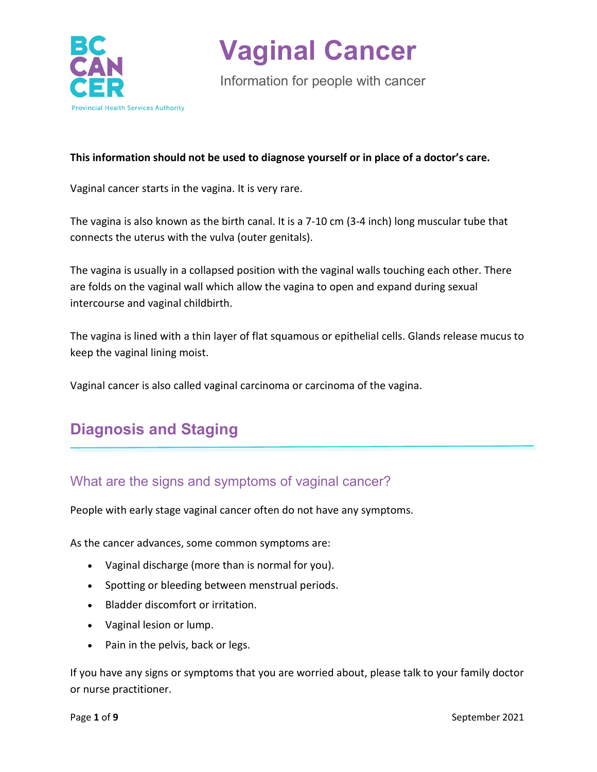# Vaginal Cancer

Information for people with cancer

**This information should not be used to diagnose yourself or in place of a doctor's care.**

Vaginal cancer starts in the vagina. It is very rare.

The vagina is also known as the birth canal. It is a 7-10 cm (3-4 inch) long muscular tube that connects the uterus with the vulva (outer genitals).

The vagina is usually in a collapsed position with the vaginal walls touching each other. There are folds on the vaginal wall which allow the vagina to open and expand during sexual intercourse and vaginal childbirth.

The vagina is lined with a thin layer of flat squamous or epithelial cells. Glands release mucus to keep the vaginal lining moist.

Vaginal cancer is also called vaginal carcinoma or carcinoma of the vagina.

## Diagnosis and Staging

### What are the signs and symptoms of vaginal cancer?

People with early stage vaginal cancer often do not have any symptoms.

As the cancer advances, some common symptoms are:

- Vaginal discharge (more than is normal for you).
- Spotting or bleeding between menstrual periods.
- Bladder discomfort or irritation.
- Vaginal lesion or lump.
- Pain in the pelvis, back or legs.

If you have any signs or symptoms that you are worried about, please talk to your family doctor or nurse practitioner.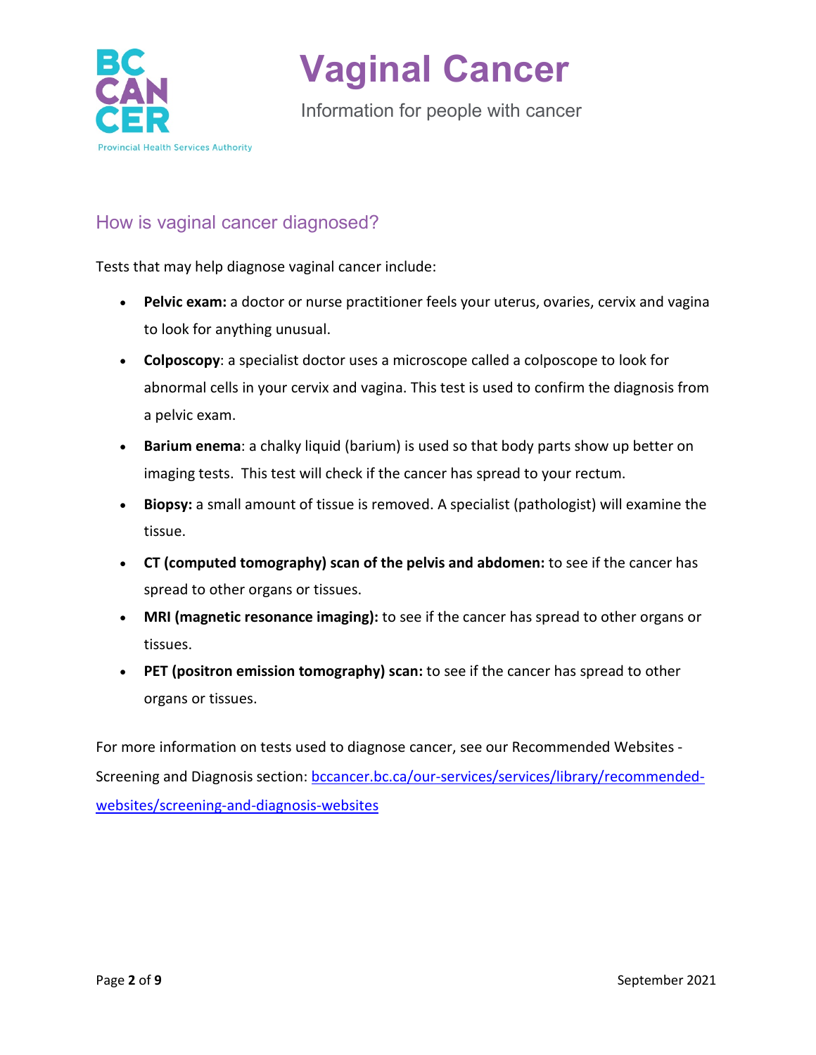## How is vaginal cancer diagnosed?

Tests that may help diagnose vaginal cancer include:

- **Pelvic exam:** a doctor or nurse practitioner feels your uterus, ovaries, cervix and vagina to look for anything unusual.
- **Colposcopy**: a specialist doctor uses a microscope called a colposcope to look for abnormal cells in your cervix and vagina. This test is used to confirm the diagnosis from a pelvic exam.
- **Barium enema**: a chalky liquid (barium) is used so that body parts show up better on imaging tests. This test will check if the cancer has spread to your rectum.
- **Biopsy:** a small amount of tissue is removed. A specialist (pathologist) will examine the tissue.
- **CT (computed tomography) scan of the pelvis and abdomen:** to see if the cancer has spread to other organs or tissues.
- **MRI (magnetic resonance imaging):** to see if the cancer has spread to other organs or tissues.
- **PET (positron emission tomography) scan:** to see if the cancer has spread to other organs or tissues.

For more information on tests used to diagnose cancer, see our Recommended Websites - Screening and Diagnosis section: [bccancer.bc.ca/our-services/services/library/recommended-websites/screening-and-diagnosis-websites](bccancer.bc.ca/our-services/services/library/recommended-websites/screening-and-diagnosis-websites)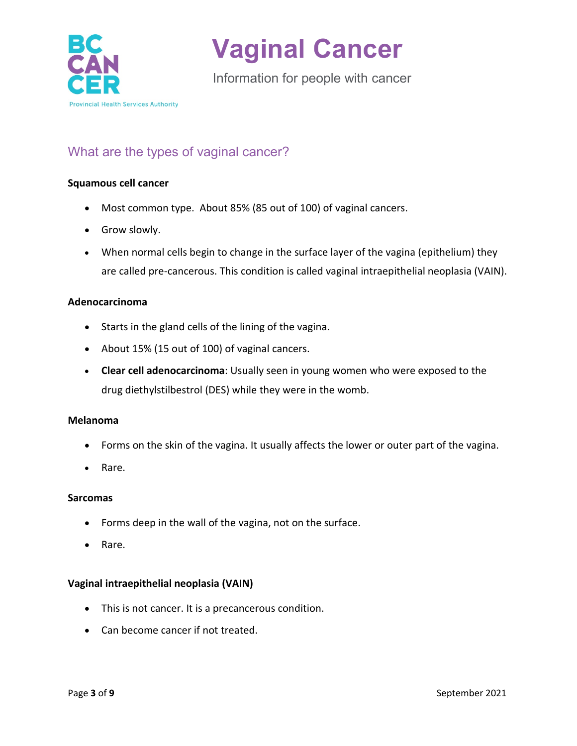## What are the types of vaginal cancer?

**Squamous cell cancer**

- Most common type. About 85% (85 out of 100) of vaginal cancers.
- Grow slowly.
- When normal cells begin to change in the surface layer of the vagina (epithelium) they are called pre-cancerous. This condition is called vaginal intraepithelial neoplasia (VAIN).

**Adenocarcinoma**

- Starts in the gland cells of the lining of the vagina.
- About 15% (15 out of 100) of vaginal cancers.
- **Clear cell adenocarcinoma**: Usually seen in young women who were exposed to the drug diethylstilbestrol (DES) while they were in the womb.

**Melanoma**

- Forms on the skin of the vagina. It usually affects the lower or outer part of the vagina.
- Rare.

**Sarcomas**

- Forms deep in the wall of the vagina, not on the surface.
- Rare.

**Vaginal intraepithelial neoplasia (VAIN)**

- This is not cancer. It is a precancerous condition.
- Can become cancer if not treated.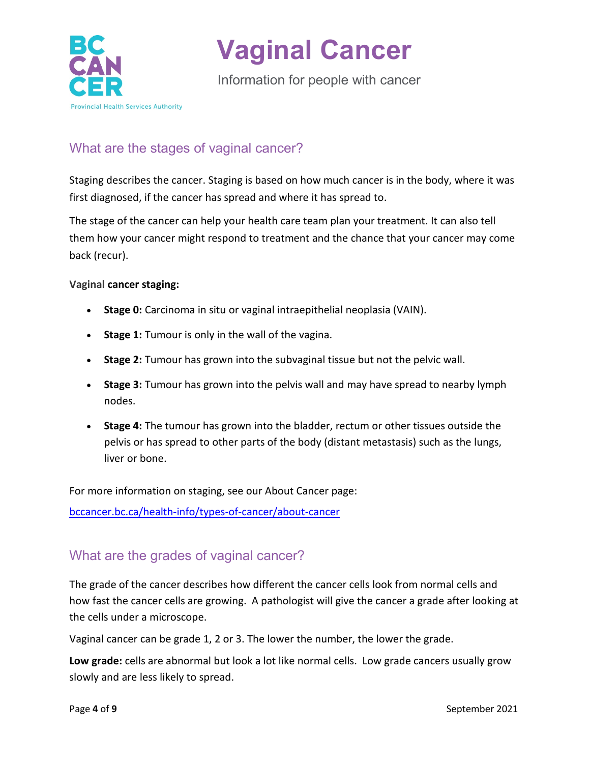## What are the stages of vaginal cancer?

Staging describes the cancer. Staging is based on how much cancer is in the body, where it was first diagnosed, if the cancer has spread and where it has spread to.

The stage of the cancer can help your health care team plan your treatment. It can also tell them how your cancer might respond to treatment and the chance that your cancer may come back (recur).

**Vaginal cancer staging:**

- **Stage 0:** Carcinoma in situ or vaginal intraepithelial neoplasia (VAIN).
- **Stage 1:** Tumour is only in the wall of the vagina.
- **Stage 2:** Tumour has grown into the subvaginal tissue but not the pelvic wall.
- **Stage 3:** Tumour has grown into the pelvis wall and may have spread to nearby lymph nodes.
- **Stage 4:** The tumour has grown into the bladder, rectum or other tissues outside the pelvis or has spread to other parts of the body (distant metastasis) such as the lungs, liver or bone.

For more information on staging, see our About Cancer page:

[bccancer.bc.ca/health-info/types-of-cancer/about-cancer](bccancer.bc.ca/health-info/types-of-cancer/about-cancer)

## What are the grades of vaginal cancer?

The grade of the cancer describes how different the cancer cells look from normal cells and how fast the cancer cells are growing. A pathologist will give the cancer a grade after looking at the cells under a microscope.

Vaginal cancer can be grade 1, 2 or 3. The lower the number, the lower the grade.

**Low grade:** cells are abnormal but look a lot like normal cells. Low grade cancers usually grow slowly and are less likely to spread.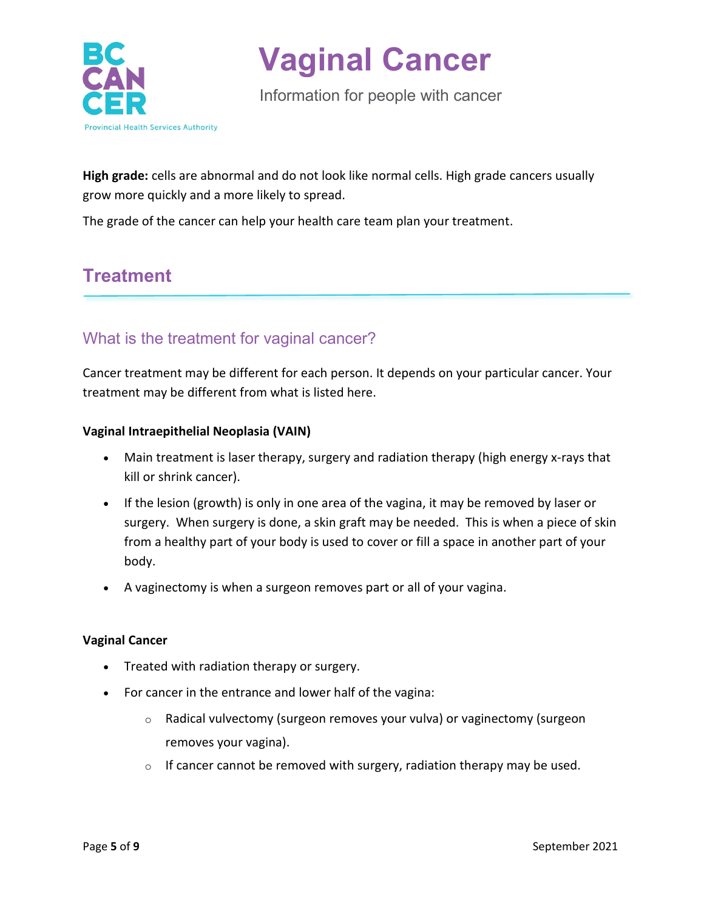**High grade:** cells are abnormal and do not look like normal cells. High grade cancers usually grow more quickly and a more likely to spread.

The grade of the cancer can help your health care team plan your treatment.

## Treatment

### What is the treatment for vaginal cancer?

Cancer treatment may be different for each person. It depends on your particular cancer. Your treatment may be different from what is listed here.

**Vaginal Intraepithelial Neoplasia (VAIN)**

- Main treatment is laser therapy, surgery and radiation therapy (high energy x-rays that kill or shrink cancer).
- If the lesion (growth) is only in one area of the vagina, it may be removed by laser or surgery. When surgery is done, a skin graft may be needed. This is when a piece of skin from a healthy part of your body is used to cover or fill a space in another part of your body.
- A vaginectomy is when a surgeon removes part or all of your vagina.

**Vaginal Cancer**

- Treated with radiation therapy or surgery.
- For cancer in the entrance and lower half of the vagina:
  - Radical vulvectomy (surgeon removes your vulva) or vaginectomy (surgeon removes your vagina).
  - If cancer cannot be removed with surgery, radiation therapy may be used.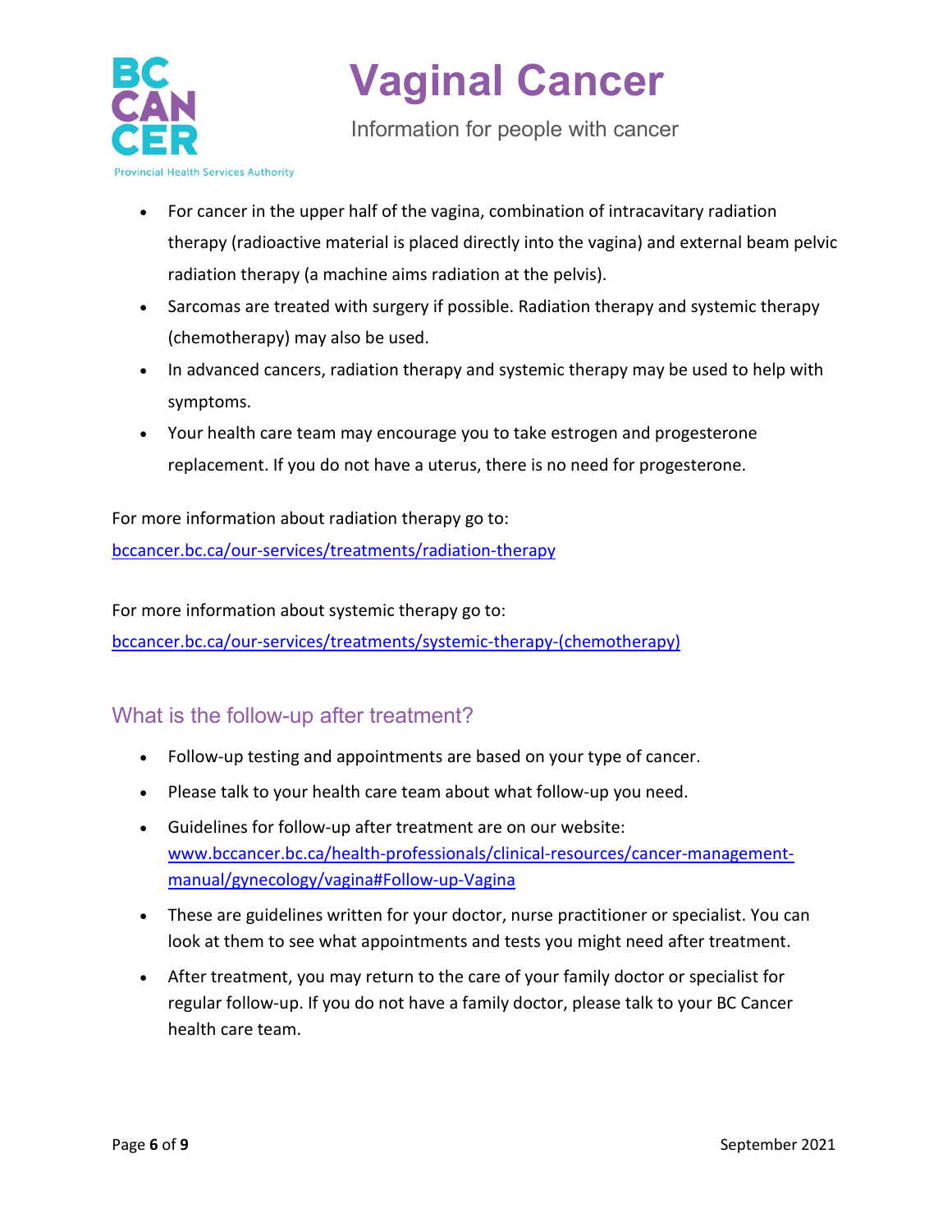- For cancer in the upper half of the vagina, combination of intracavitary radiation therapy (radioactive material is placed directly into the vagina) and external beam pelvic radiation therapy (a machine aims radiation at the pelvis).
- Sarcomas are treated with surgery if possible. Radiation therapy and systemic therapy (chemotherapy) may also be used.
- In advanced cancers, radiation therapy and systemic therapy may be used to help with symptoms.
- Your health care team may encourage you to take estrogen and progesterone replacement. If you do not have a uterus, there is no need for progesterone.

For more information about radiation therapy go to:
[bccancer.bc.ca/our-services/treatments/radiation-therapy](bccancer.bc.ca/our-services/treatments/radiation-therapy)

For more information about systemic therapy go to:
[bccancer.bc.ca/our-services/treatments/systemic-therapy-(chemotherapy)](bccancer.bc.ca/our-services/treatments/systemic-therapy-(chemotherapy))

## What is the follow-up after treatment?

- Follow-up testing and appointments are based on your type of cancer.
- Please talk to your health care team about what follow-up you need.
- Guidelines for follow-up after treatment are on our website: [www.bccancer.bc.ca/health-professionals/clinical-resources/cancer-management-manual/gynecology/vagina#Follow-up-Vagina](www.bccancer.bc.ca/health-professionals/clinical-resources/cancer-management-manual/gynecology/vagina#Follow-up-Vagina)
- These are guidelines written for your doctor, nurse practitioner or specialist. You can look at them to see what appointments and tests you might need after treatment.
- After treatment, you may return to the care of your family doctor or specialist for regular follow-up. If you do not have a family doctor, please talk to your BC Cancer health care team.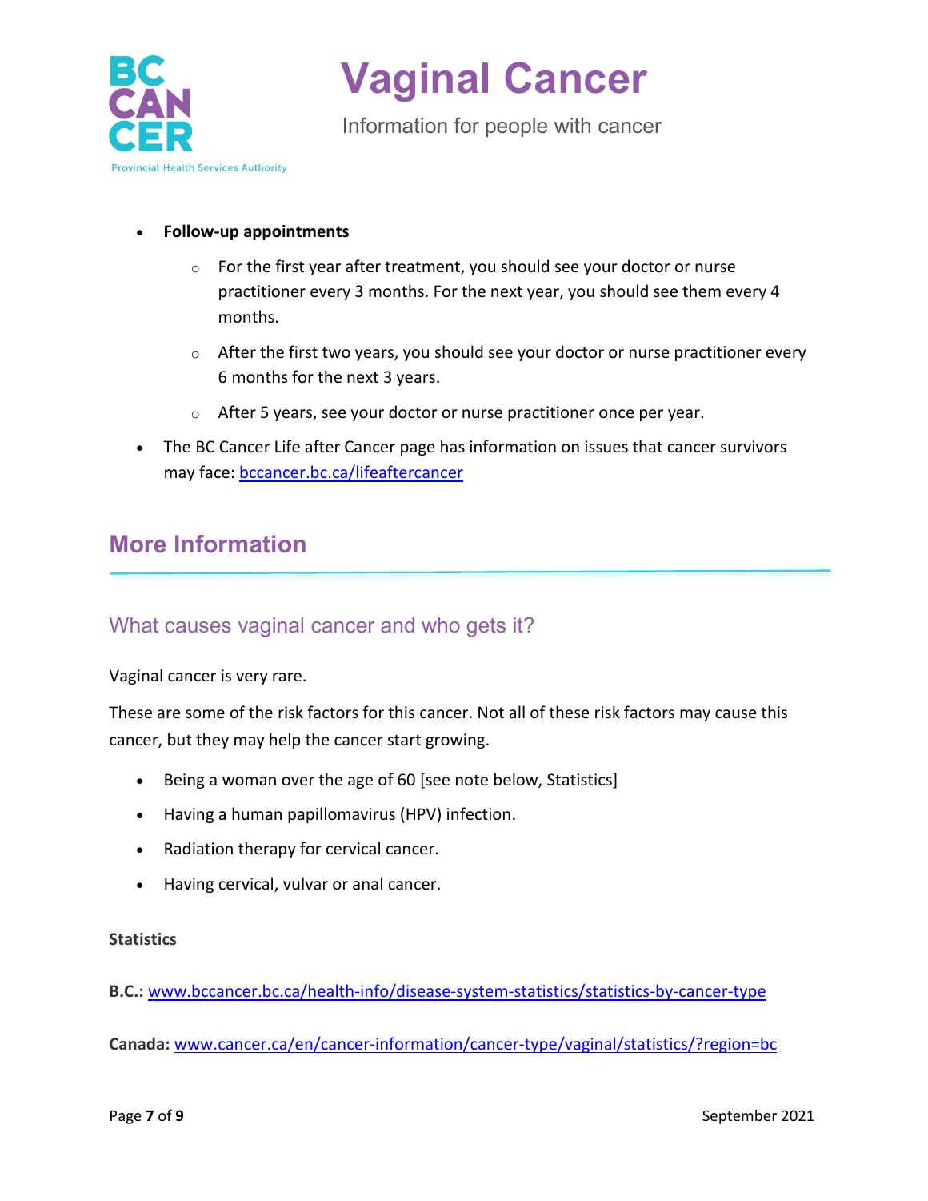- **Follow-up appointments**
  - For the first year after treatment, you should see your doctor or nurse practitioner every 3 months. For the next year, you should see them every 4 months.
  - After the first two years, you should see your doctor or nurse practitioner every 6 months for the next 3 years.
  - After 5 years, see your doctor or nurse practitioner once per year.
- The BC Cancer Life after Cancer page has information on issues that cancer survivors may face: [bccancer.bc.ca/lifeaftercancer](bccancer.bc.ca/lifeaftercancer)

## More Information

### What causes vaginal cancer and who gets it?

Vaginal cancer is very rare.

These are some of the risk factors for this cancer. Not all of these risk factors may cause this cancer, but they may help the cancer start growing.

- Being a woman over the age of 60 [see note below, Statistics]
- Having a human papillomavirus (HPV) infection.
- Radiation therapy for cervical cancer.
- Having cervical, vulvar or anal cancer.

**Statistics**

**B.C.:** [www.bccancer.bc.ca/health-info/disease-system-statistics/statistics-by-cancer-type](www.bccancer.bc.ca/health-info/disease-system-statistics/statistics-by-cancer-type)

**Canada:** [www.cancer.ca/en/cancer-information/cancer-type/vaginal/statistics/?region=bc](www.cancer.ca/en/cancer-information/cancer-type/vaginal/statistics/?region=bc)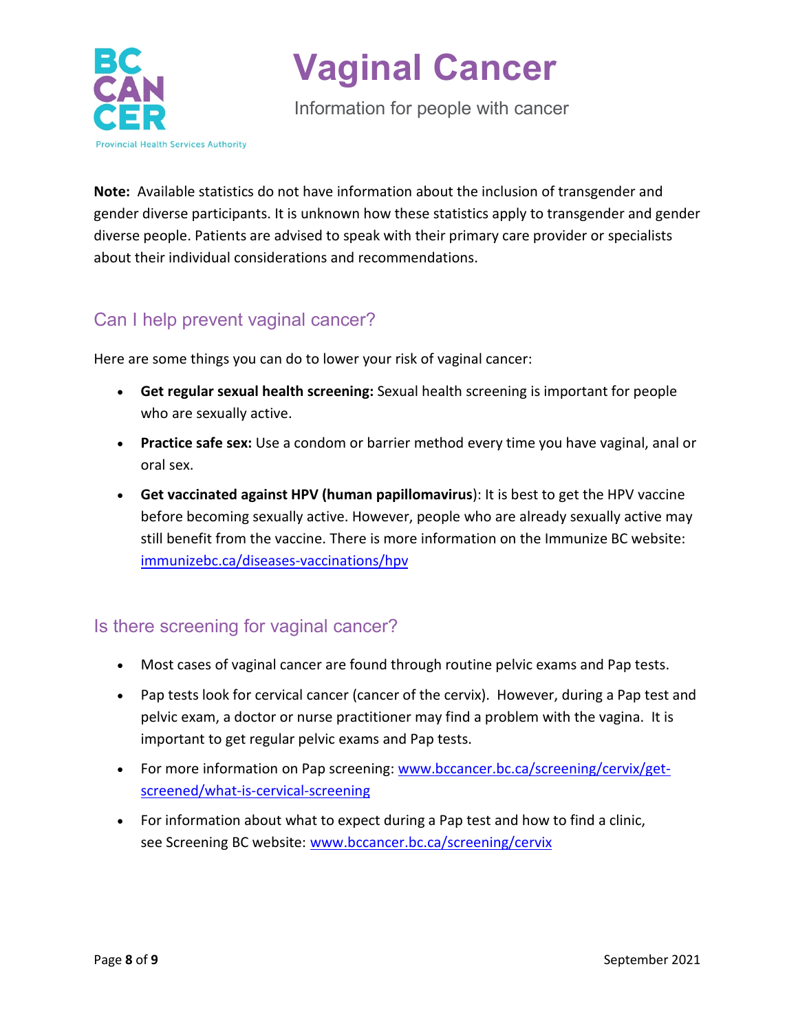**Note:** Available statistics do not have information about the inclusion of transgender and gender diverse participants. It is unknown how these statistics apply to transgender and gender diverse people. Patients are advised to speak with their primary care provider or specialists about their individual considerations and recommendations.

## Can I help prevent vaginal cancer?

Here are some things you can do to lower your risk of vaginal cancer:

- **Get regular sexual health screening:** Sexual health screening is important for people who are sexually active.
- **Practice safe sex:** Use a condom or barrier method every time you have vaginal, anal or oral sex.
- **Get vaccinated against HPV (human papillomavirus)**: It is best to get the HPV vaccine before becoming sexually active. However, people who are already sexually active may still benefit from the vaccine. There is more information on the Immunize BC website: [immunizebc.ca/diseases-vaccinations/hpv](immunizebc.ca/diseases-vaccinations/hpv)

## Is there screening for vaginal cancer?

- Most cases of vaginal cancer are found through routine pelvic exams and Pap tests.
- Pap tests look for cervical cancer (cancer of the cervix). However, during a Pap test and pelvic exam, a doctor or nurse practitioner may find a problem with the vagina. It is important to get regular pelvic exams and Pap tests.
- For more information on Pap screening: [www.bccancer.bc.ca/screening/cervix/get-screened/what-is-cervical-screening](www.bccancer.bc.ca/screening/cervix/get-screened/what-is-cervical-screening)
- For information about what to expect during a Pap test and how to find a clinic, see Screening BC website: [www.bccancer.bc.ca/screening/cervix](www.bccancer.bc.ca/screening/cervix)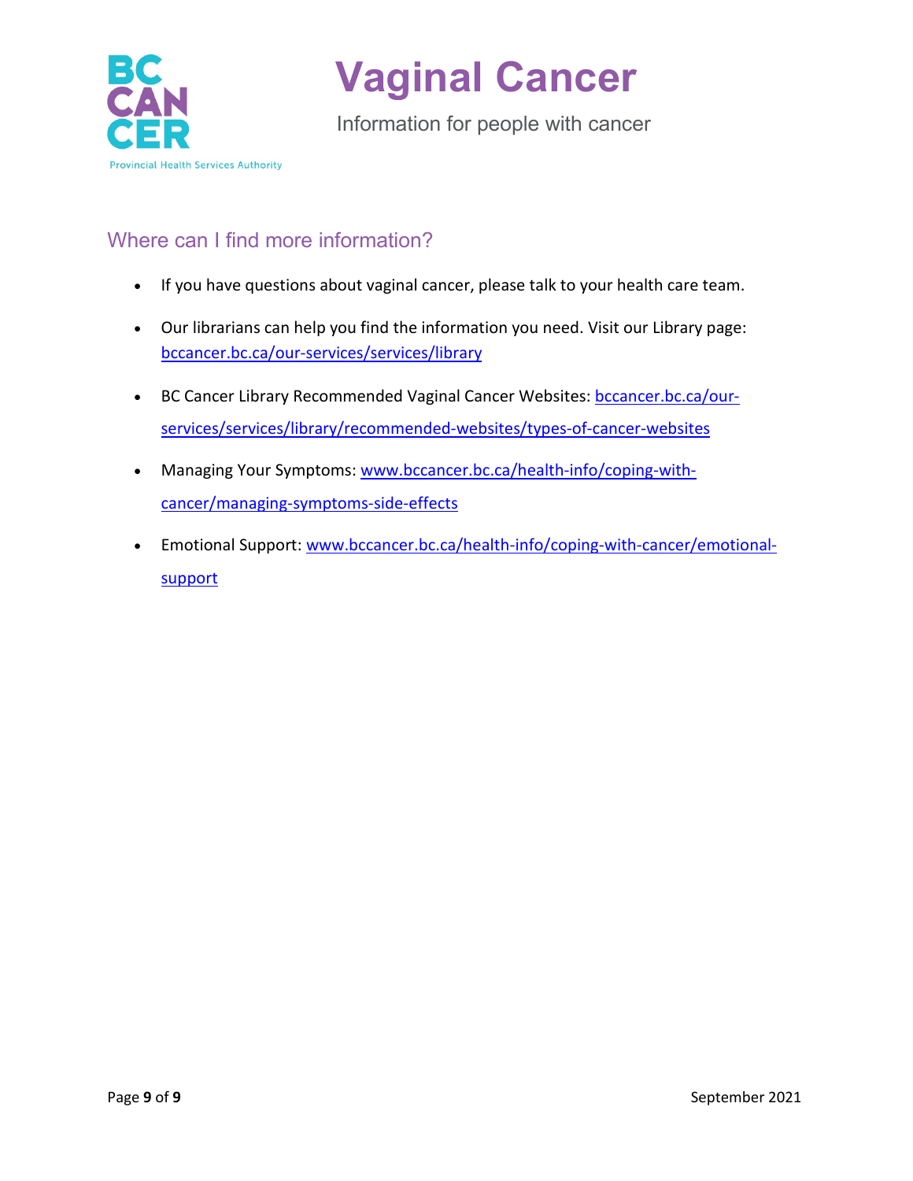## Where can I find more information?

- If you have questions about vaginal cancer, please talk to your health care team.
- Our librarians can help you find the information you need. Visit our Library page: bccancer.bc.ca/our-services/services/library
- BC Cancer Library Recommended Vaginal Cancer Websites: bccancer.bc.ca/our-services/services/library/recommended-websites/types-of-cancer-websites
- Managing Your Symptoms: www.bccancer.bc.ca/health-info/coping-with-cancer/managing-symptoms-side-effects
- Emotional Support: www.bccancer.bc.ca/health-info/coping-with-cancer/emotional-support